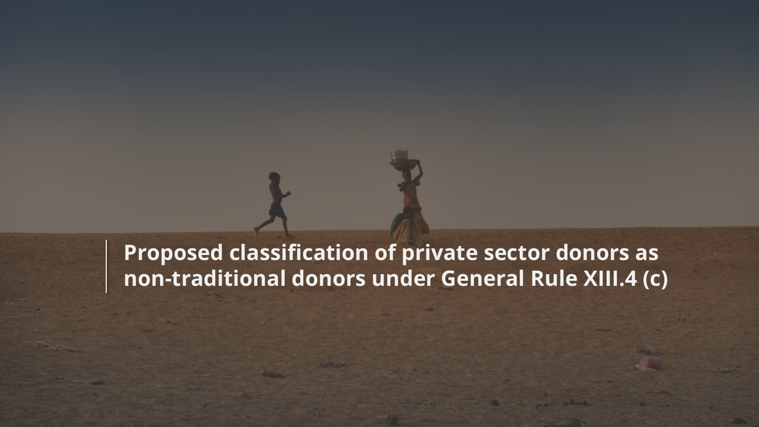# Proposed classification of private sector donors as non-traditional donors under General Rule XIII.4 (c)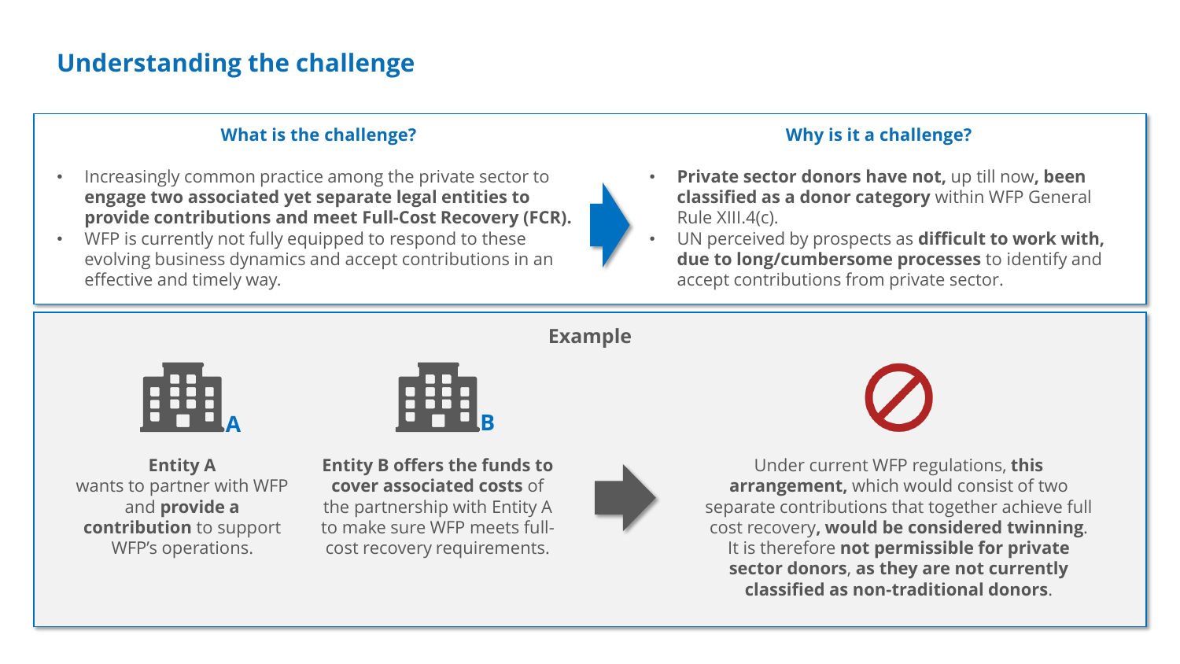# Understanding the challenge

## What is the challenge?

- Increasingly common practice among the private sector to **engage two associated yet separate legal entities to provide contributions and meet Full-Cost Recovery (FCR).**
- WFP is currently not fully equipped to respond to these evolving business dynamics and accept contributions in an effective and timely way.

## Why is it a challenge?

- **Private sector donors have not,** up till now**, been classified as a donor category** within WFP General Rule XIII.4(c).
- UN perceived by prospects as **difficult to work with, due to long/cumbersome processes** to identify and accept contributions from private sector.

## Example

A

**Entity A** wants to partner with WFP and **provide a contribution** to support WFP's operations.

B

**Entity B offers the funds to cover associated costs** of the partnership with Entity A to make sure WFP meets full-cost recovery requirements.

Under current WFP regulations, **this arrangement,** which would consist of two separate contributions that together achieve full cost recovery**, would be considered twinning**. It is therefore **not permissible for private sector donors**, **as they are not currently classified as non-traditional donors**.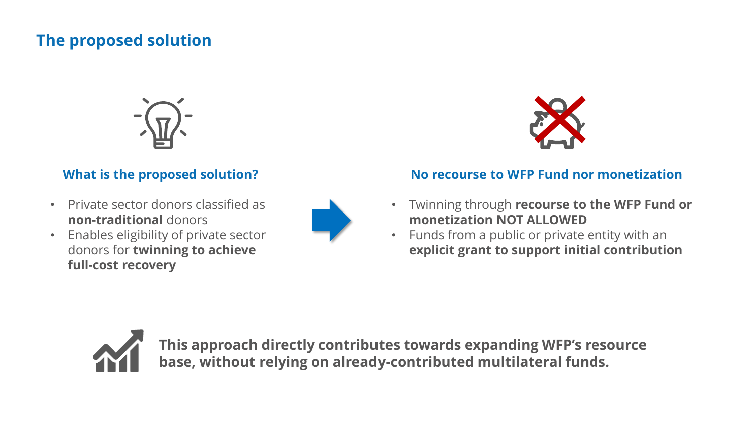# The proposed solution

### What is the proposed solution?

- Private sector donors classified as **non-traditional** donors
- Enables eligibility of private sector donors for **twinning to achieve full-cost recovery**

### No recourse to WFP Fund nor monetization

- Twinning through **recourse to the WFP Fund or monetization NOT ALLOWED**
- Funds from a public or private entity with an **explicit grant to support initial contribution**

**This approach directly contributes towards expanding WFP's resource base, without relying on already-contributed multilateral funds.**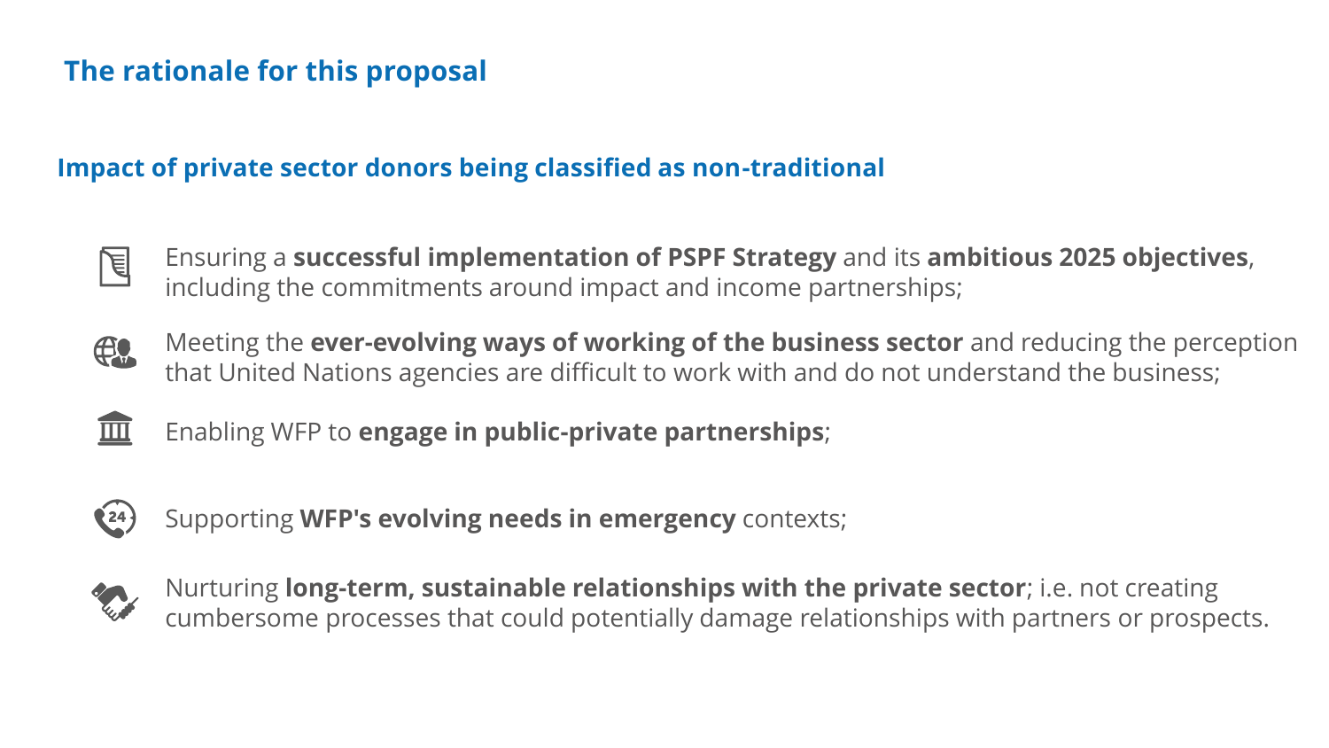## The rationale for this proposal

### Impact of private sector donors being classified as non-traditional

- Ensuring a **successful implementation of PSPF Strategy** and its **ambitious 2025 objectives**, including the commitments around impact and income partnerships;
- Meeting the **ever-evolving ways of working of the business sector** and reducing the perception that United Nations agencies are difficult to work with and do not understand the business;
- Enabling WFP to **engage in public-private partnerships**;
- Supporting **WFP's evolving needs in emergency** contexts;
- Nurturing **long-term, sustainable relationships with the private sector**; i.e. not creating cumbersome processes that could potentially damage relationships with partners or prospects.